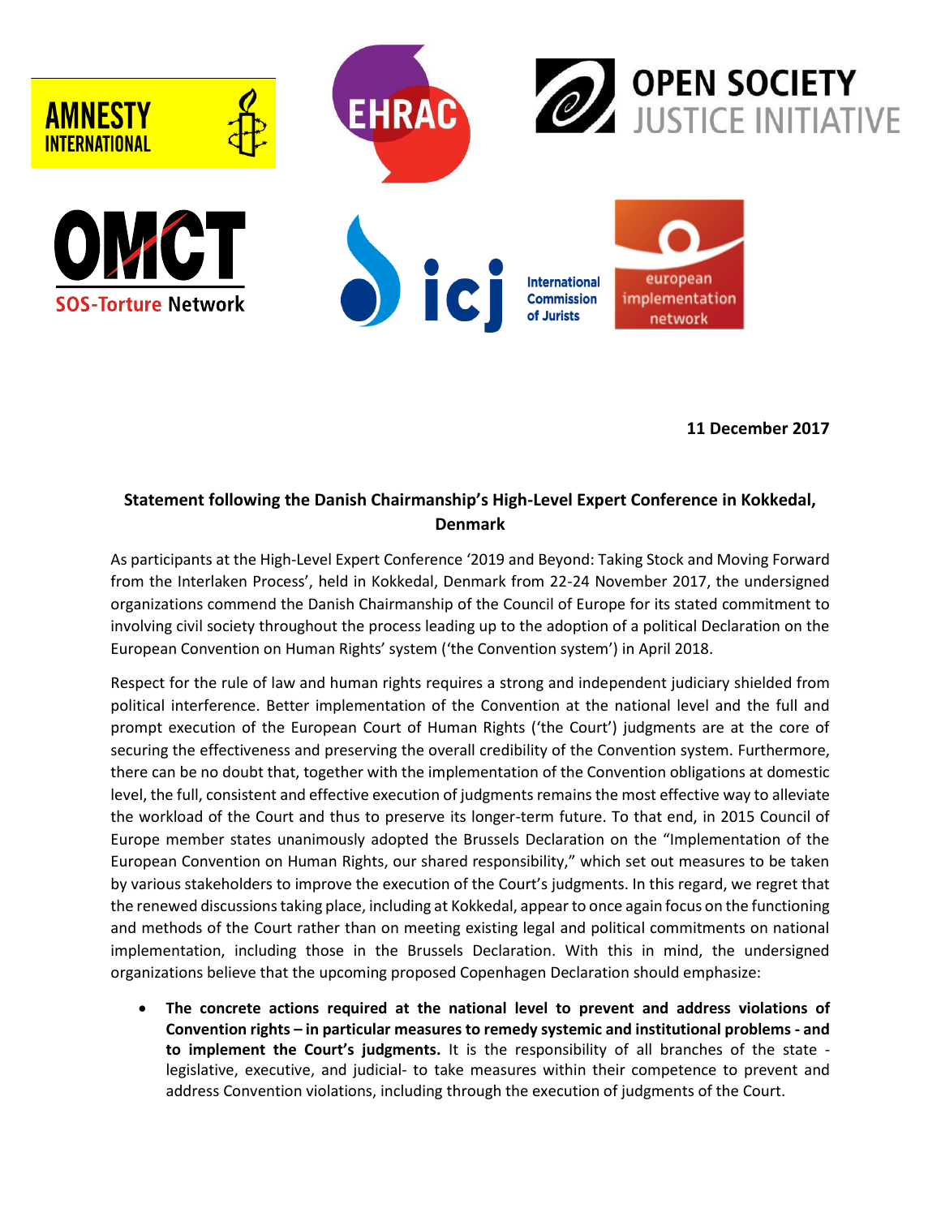AMNESTY INTERNATIONAL | EHRAC | OPEN SOCIETY JUSTICE INITIATIVE | OMCT SOS-Torture Network | icj International Commission of Jurists | european implementation network

**11 December 2017**

## Statement following the Danish Chairmanship's High-Level Expert Conference in Kokkedal, Denmark

As participants at the High-Level Expert Conference '2019 and Beyond: Taking Stock and Moving Forward from the Interlaken Process', held in Kokkedal, Denmark from 22-24 November 2017, the undersigned organizations commend the Danish Chairmanship of the Council of Europe for its stated commitment to involving civil society throughout the process leading up to the adoption of a political Declaration on the European Convention on Human Rights' system ('the Convention system') in April 2018.

Respect for the rule of law and human rights requires a strong and independent judiciary shielded from political interference. Better implementation of the Convention at the national level and the full and prompt execution of the European Court of Human Rights ('the Court') judgments are at the core of securing the effectiveness and preserving the overall credibility of the Convention system. Furthermore, there can be no doubt that, together with the implementation of the Convention obligations at domestic level, the full, consistent and effective execution of judgments remains the most effective way to alleviate the workload of the Court and thus to preserve its longer-term future. To that end, in 2015 Council of Europe member states unanimously adopted the Brussels Declaration on the "Implementation of the European Convention on Human Rights, our shared responsibility," which set out measures to be taken by various stakeholders to improve the execution of the Court's judgments. In this regard, we regret that the renewed discussions taking place, including at Kokkedal, appear to once again focus on the functioning and methods of the Court rather than on meeting existing legal and political commitments on national implementation, including those in the Brussels Declaration. With this in mind, the undersigned organizations believe that the upcoming proposed Copenhagen Declaration should emphasize:

- **The concrete actions required at the national level to prevent and address violations of Convention rights – in particular measures to remedy systemic and institutional problems - and to implement the Court's judgments.** It is the responsibility of all branches of the state - legislative, executive, and judicial- to take measures within their competence to prevent and address Convention violations, including through the execution of judgments of the Court.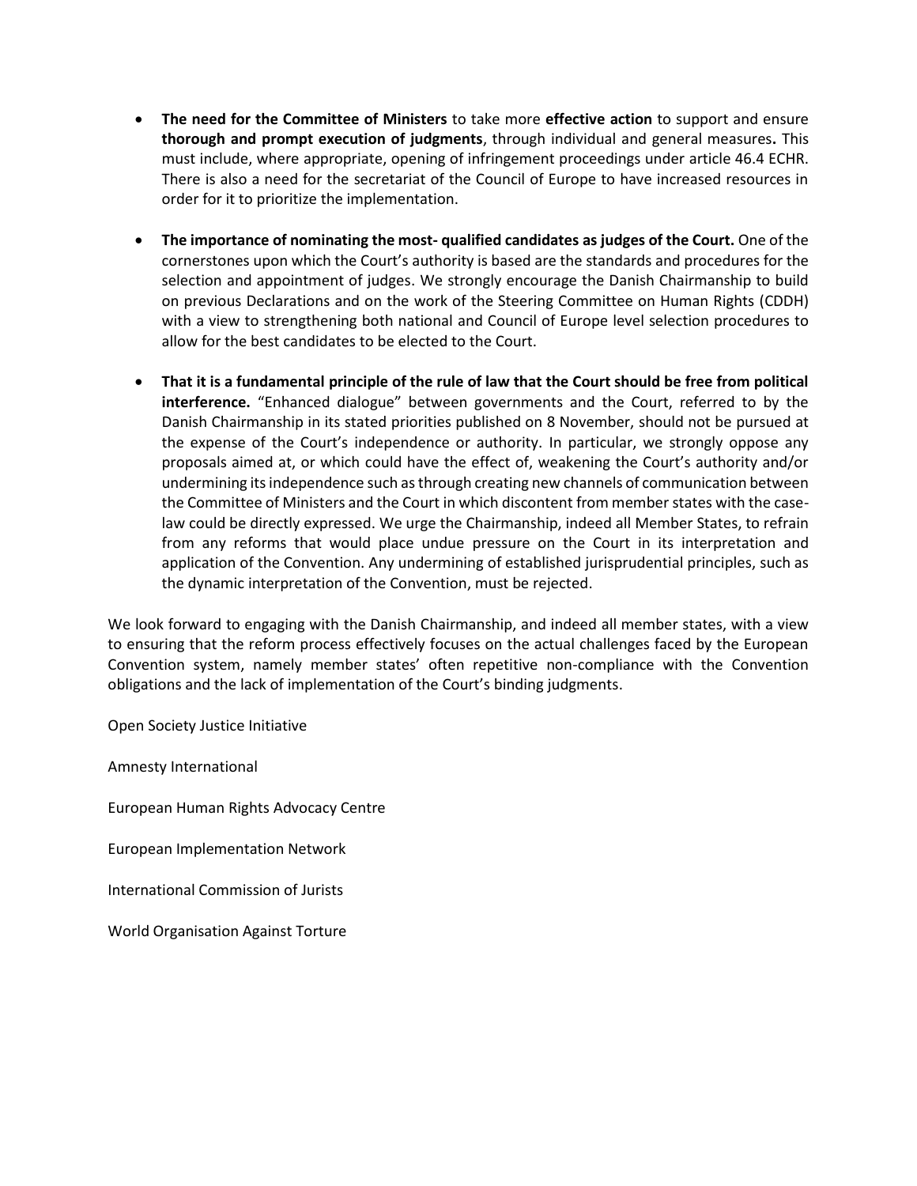- **The need for the Committee of Ministers** to take more **effective action** to support and ensure **thorough and prompt execution of judgments**, through individual and general measures**.** This must include, where appropriate, opening of infringement proceedings under article 46.4 ECHR. There is also a need for the secretariat of the Council of Europe to have increased resources in order for it to prioritize the implementation.

- **The importance of nominating the most- qualified candidates as judges of the Court.** One of the cornerstones upon which the Court's authority is based are the standards and procedures for the selection and appointment of judges. We strongly encourage the Danish Chairmanship to build on previous Declarations and on the work of the Steering Committee on Human Rights (CDDH) with a view to strengthening both national and Council of Europe level selection procedures to allow for the best candidates to be elected to the Court.

- **That it is a fundamental principle of the rule of law that the Court should be free from political interference.** "Enhanced dialogue" between governments and the Court, referred to by the Danish Chairmanship in its stated priorities published on 8 November, should not be pursued at the expense of the Court's independence or authority. In particular, we strongly oppose any proposals aimed at, or which could have the effect of, weakening the Court's authority and/or undermining its independence such as through creating new channels of communication between the Committee of Ministers and the Court in which discontent from member states with the case-law could be directly expressed. We urge the Chairmanship, indeed all Member States, to refrain from any reforms that would place undue pressure on the Court in its interpretation and application of the Convention. Any undermining of established jurisprudential principles, such as the dynamic interpretation of the Convention, must be rejected.

We look forward to engaging with the Danish Chairmanship, and indeed all member states, with a view to ensuring that the reform process effectively focuses on the actual challenges faced by the European Convention system, namely member states' often repetitive non-compliance with the Convention obligations and the lack of implementation of the Court's binding judgments.

Open Society Justice Initiative

Amnesty International

European Human Rights Advocacy Centre

European Implementation Network

International Commission of Jurists

World Organisation Against Torture